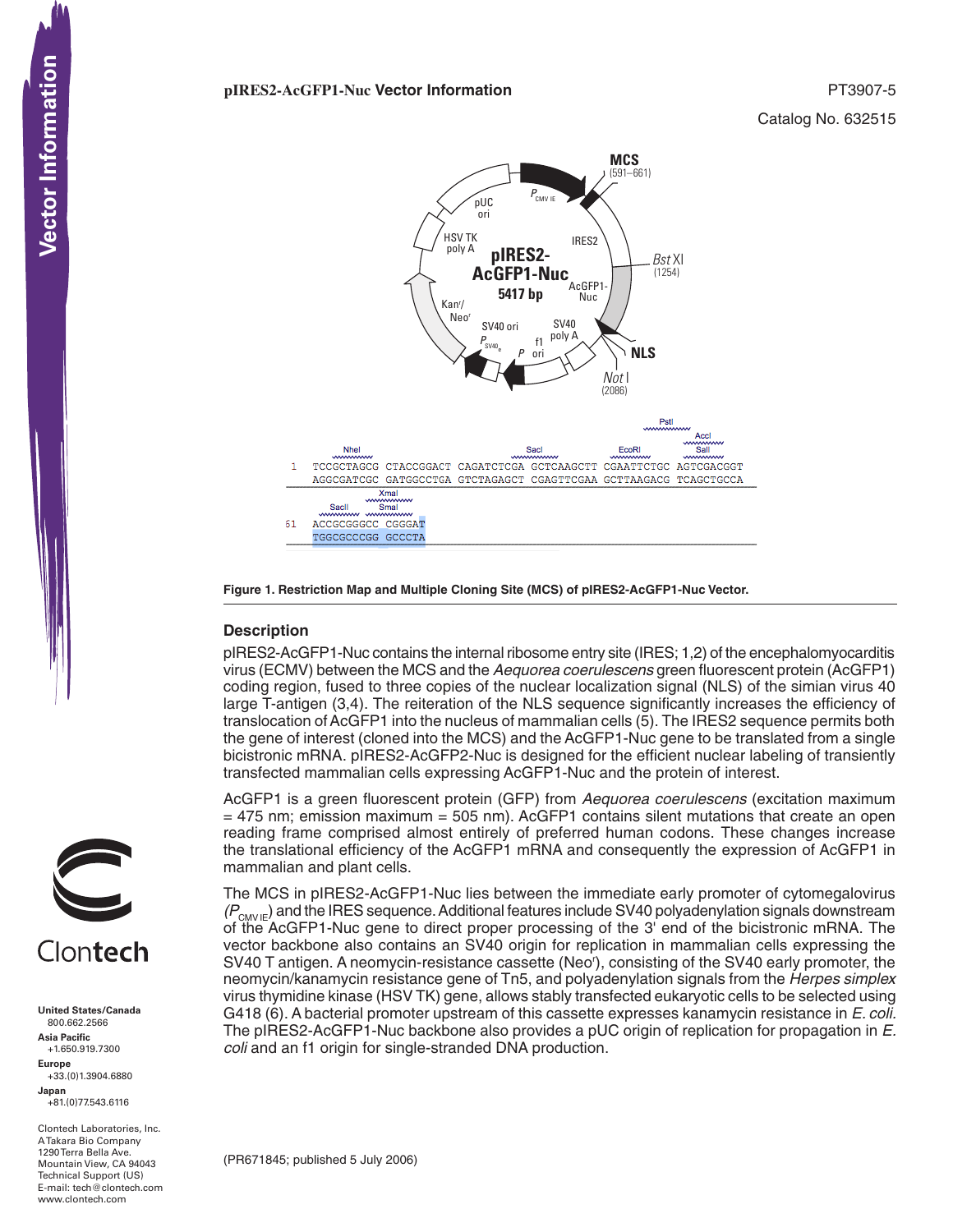**pIRES2-AcGFP1-Nuc Vector Information**

PT3907-5

Catalog No. 632515

```
                  NheI                            SacI            EcoRI       PstI/AccI/SalI
1   TCCGCTAGCG CTACCGGACT CAGATCTCGA GCTCAAGCTT CGAATTCTGC AGTCGACGGT
    AGGCGATCGC GATGGCCTGA GTCTAGAGCT CGAGTTCGAA GCTTAAGACG TCAGCTGCCA

        SacII   XmaI/SmaI
61  ACCGCGGGCC CGGGAT
    TGGCGCCCGG GCCCTA
```

**Figure 1. Restriction Map and Multiple Cloning Site (MCS) of pIRES2-AcGFP1-Nuc Vector.**

## Description

pIRES2-AcGFP1-Nuc contains the internal ribosome entry site (IRES; 1,2) of the encephalomyocarditis virus (ECMV) between the MCS and the *Aequorea coerulescens* green fluorescent protein (AcGFP1) coding region, fused to three copies of the nuclear localization signal (NLS) of the simian virus 40 large T-antigen (3,4). The reiteration of the NLS sequence significantly increases the efficiency of translocation of AcGFP1 into the nucleus of mammalian cells (5). The IRES2 sequence permits both the gene of interest (cloned into the MCS) and the AcGFP1-Nuc gene to be translated from a single bicistronic mRNA. pIRES2-AcGFP2-Nuc is designed for the efficient nuclear labeling of transiently transfected mammalian cells expressing AcGFP1-Nuc and the protein of interest.

AcGFP1 is a green fluorescent protein (GFP) from *Aequorea coerulescens* (excitation maximum = 475 nm; emission maximum = 505 nm). AcGFP1 contains silent mutations that create an open reading frame comprised almost entirely of preferred human codons. These changes increase the translational efficiency of the AcGFP1 mRNA and consequently the expression of AcGFP1 in mammalian and plant cells.

The MCS in pIRES2-AcGFP1-Nuc lies between the immediate early promoter of cytomegalovirus ($P_{CMV\ IE}$) and the IRES sequence. Additional features include SV40 polyadenylation signals downstream of the AcGFP1-Nuc gene to direct proper processing of the 3' end of the bicistronic mRNA. The vector backbone also contains an SV40 origin for replication in mammalian cells expressing the SV40 T antigen. A neomycin-resistance cassette (Neo$^r$), consisting of the SV40 early promoter, the neomycin/kanamycin resistance gene of Tn5, and polyadenylation signals from the *Herpes simplex* virus thymidine kinase (HSV TK) gene, allows stably transfected eukaryotic cells to be selected using G418 (6). A bacterial promoter upstream of this cassette expresses kanamycin resistance in *E. coli.* The pIRES2-AcGFP1-Nuc backbone also provides a pUC origin of replication for propagation in *E. coli* and an f1 origin for single-stranded DNA production.

(PR671845; published 5 July 2006)

**United States/Canada** 800.662.2566
**Asia Pacific** +1.650.919.7300
**Europe** +33.(0)1.3904.6880
**Japan** +81.(0)77.543.6116

Clontech Laboratories, Inc.
A Takara Bio Company
1290 Terra Bella Ave.
Mountain View, CA 94043
Technical Support (US)
E-mail: tech@clontech.com
www.clontech.com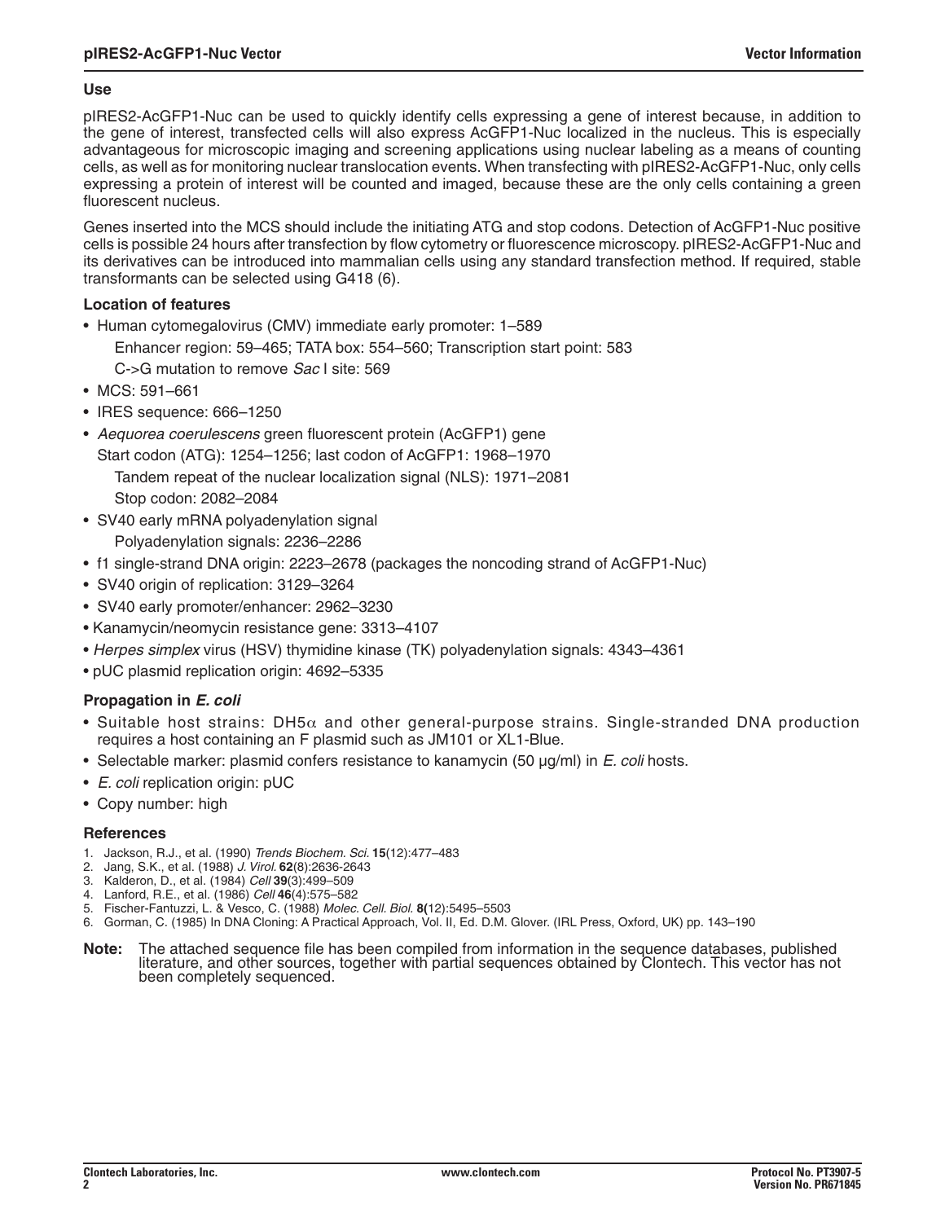## Use

pIRES2-AcGFP1-Nuc can be used to quickly identify cells expressing a gene of interest because, in addition to the gene of interest, transfected cells will also express AcGFP1-Nuc localized in the nucleus. This is especially advantageous for microscopic imaging and screening applications using nuclear labeling as a means of counting cells, as well as for monitoring nuclear translocation events. When transfecting with pIRES2-AcGFP1-Nuc, only cells expressing a protein of interest will be counted and imaged, because these are the only cells containing a green fluorescent nucleus.

Genes inserted into the MCS should include the initiating ATG and stop codons. Detection of AcGFP1-Nuc positive cells is possible 24 hours after transfection by flow cytometry or fluorescence microscopy. pIRES2-AcGFP1-Nuc and its derivatives can be introduced into mammalian cells using any standard transfection method. If required, stable transformants can be selected using G418 (6).

## Location of features

- Human cytomegalovirus (CMV) immediate early promoter: 1–589
  - Enhancer region: 59–465; TATA box: 554–560; Transcription start point: 583
  - C->G mutation to remove *Sac* I site: 569
- MCS: 591–661
- IRES sequence: 666–1250
- *Aequorea coerulescens* green fluorescent protein (AcGFP1) gene
  - Start codon (ATG): 1254–1256; last codon of AcGFP1: 1968–1970
  - Tandem repeat of the nuclear localization signal (NLS): 1971–2081
  - Stop codon: 2082–2084
- SV40 early mRNA polyadenylation signal
  - Polyadenylation signals: 2236–2286
- f1 single-strand DNA origin: 2223–2678 (packages the noncoding strand of AcGFP1-Nuc)
- SV40 origin of replication: 3129–3264
- SV40 early promoter/enhancer: 2962–3230
- Kanamycin/neomycin resistance gene: 3313–4107
- *Herpes simplex* virus (HSV) thymidine kinase (TK) polyadenylation signals: 4343–4361
- pUC plasmid replication origin: 4692–5335

## Propagation in *E. coli*

- Suitable host strains: DH5$\alpha$ and other general-purpose strains. Single-stranded DNA production requires a host containing an F plasmid such as JM101 or XL1-Blue.
- Selectable marker: plasmid confers resistance to kanamycin (50 µg/ml) in *E. coli* hosts.
- *E. coli* replication origin: pUC
- Copy number: high

## References

1. Jackson, R.J., et al. (1990) *Trends Biochem. Sci.* **15**(12):477–483
2. Jang, S.K., et al. (1988) *J. Virol.* **62**(8):2636-2643
3. Kalderon, D., et al. (1984) *Cell* **39**(3):499–509
4. Lanford, R.E., et al. (1986) *Cell* **46**(4):575–582
5. Fischer-Fantuzzi, L. & Vesco, C. (1988) *Molec. Cell. Biol.* **8(**12):5495–5503
6. Gorman, C. (1985) In DNA Cloning: A Practical Approach, Vol. II, Ed. D.M. Glover. (IRL Press, Oxford, UK) pp. 143–190

**Note:** The attached sequence file has been compiled from information in the sequence databases, published literature, and other sources, together with partial sequences obtained by Clontech. This vector has not been completely sequenced.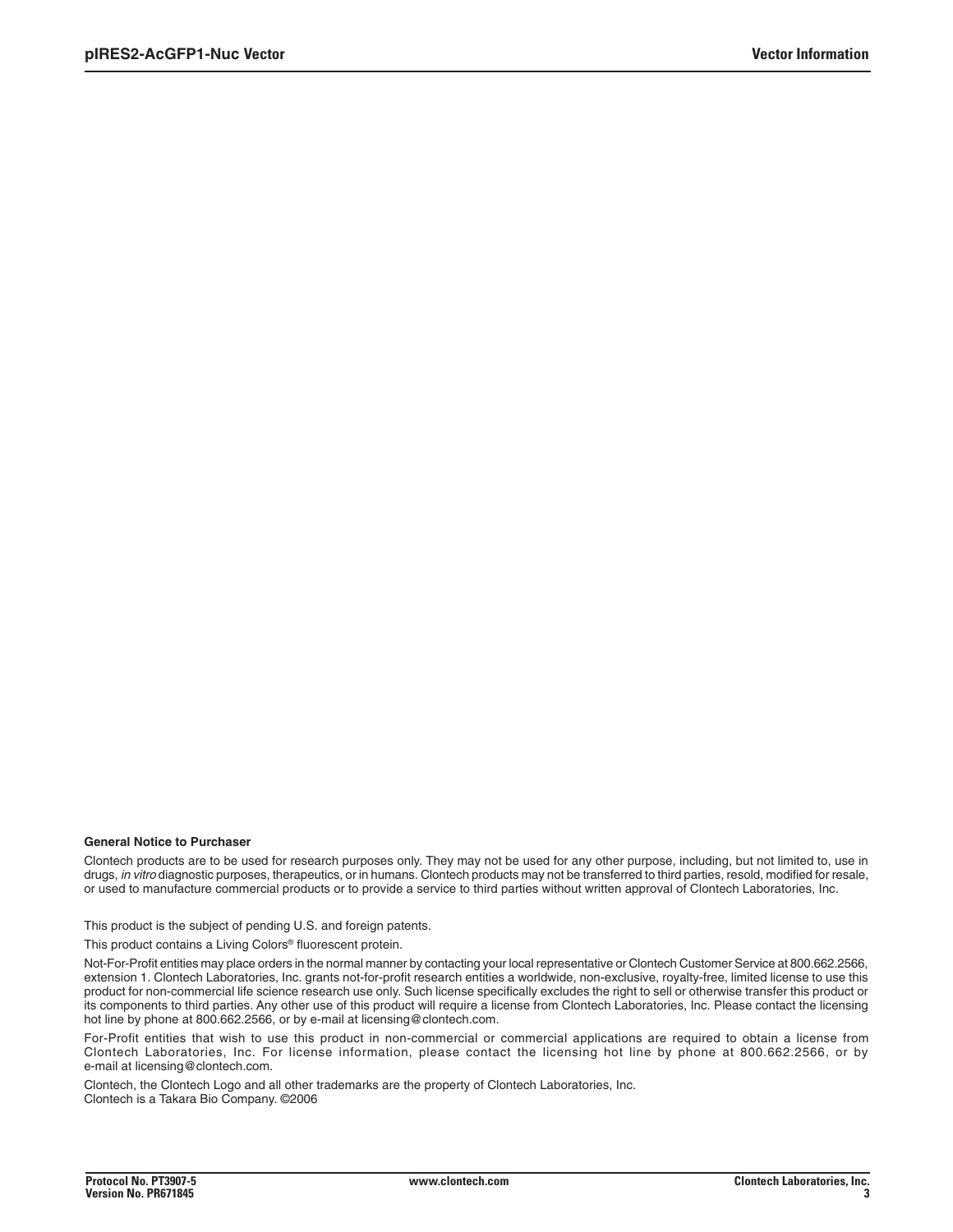**General Notice to Purchaser**

Clontech products are to be used for research purposes only. They may not be used for any other purpose, including, but not limited to, use in drugs, *in vitro* diagnostic purposes, therapeutics, or in humans. Clontech products may not be transferred to third parties, resold, modified for resale, or used to manufacture commercial products or to provide a service to third parties without written approval of Clontech Laboratories, Inc.

This product is the subject of pending U.S. and foreign patents.

This product contains a Living Colors® fluorescent protein.

Not-For-Profit entities may place orders in the normal manner by contacting your local representative or Clontech Customer Service at 800.662.2566, extension 1. Clontech Laboratories, Inc. grants not-for-profit research entities a worldwide, non-exclusive, royalty-free, limited license to use this product for non-commercial life science research use only. Such license specifically excludes the right to sell or otherwise transfer this product or its components to third parties. Any other use of this product will require a license from Clontech Laboratories, Inc. Please contact the licensing hot line by phone at 800.662.2566, or by e-mail at licensing@clontech.com.

For-Profit entities that wish to use this product in non-commercial or commercial applications are required to obtain a license from Clontech Laboratories, Inc. For license information, please contact the licensing hot line by phone at 800.662.2566, or by e-mail at licensing@clontech.com.

Clontech, the Clontech Logo and all other trademarks are the property of Clontech Laboratories, Inc.
Clontech is a Takara Bio Company. ©2006